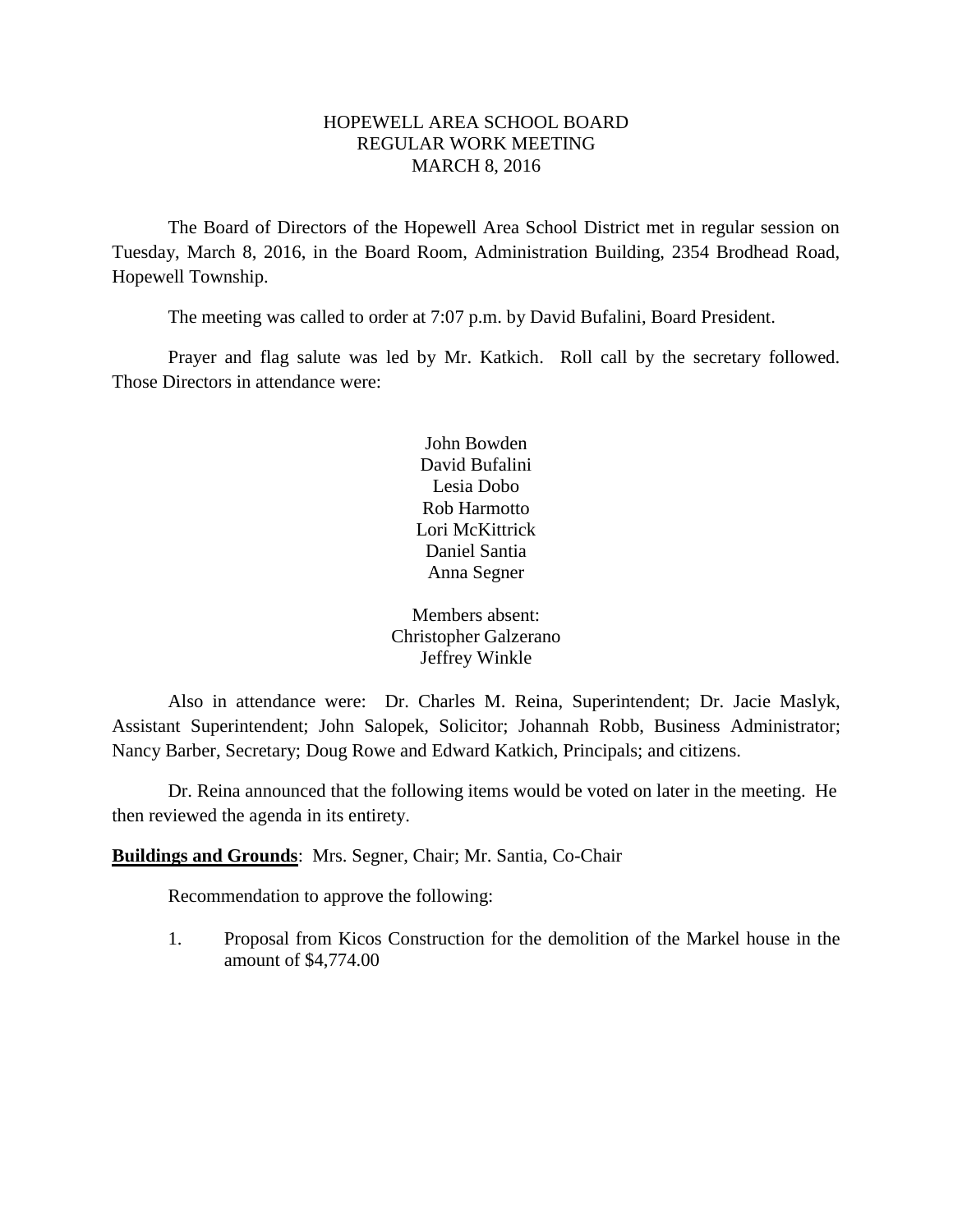# HOPEWELL AREA SCHOOL BOARD
## REGULAR WORK MEETING
## MARCH 8, 2016

The Board of Directors of the Hopewell Area School District met in regular session on Tuesday, March 8, 2016, in the Board Room, Administration Building, 2354 Brodhead Road, Hopewell Township.

The meeting was called to order at 7:07 p.m. by David Bufalini, Board President.

Prayer and flag salute was led by Mr. Katkich. Roll call by the secretary followed. Those Directors in attendance were:

John Bowden  
David Bufalini  
Lesia Dobo  
Rob Harmotto  
Lori McKittrick  
Daniel Santia  
Anna Segner

Members absent:  
Christopher Galzerano  
Jeffrey Winkle

Also in attendance were: Dr. Charles M. Reina, Superintendent; Dr. Jacie Maslyk, Assistant Superintendent; John Salopek, Solicitor; Johannah Robb, Business Administrator; Nancy Barber, Secretary; Doug Rowe and Edward Katkich, Principals; and citizens.

Dr. Reina announced that the following items would be voted on later in the meeting. He then reviewed the agenda in its entirety.

**Buildings and Grounds**: Mrs. Segner, Chair; Mr. Santia, Co-Chair

Recommendation to approve the following:

1. Proposal from Kicos Construction for the demolition of the Markel house in the amount of $4,774.00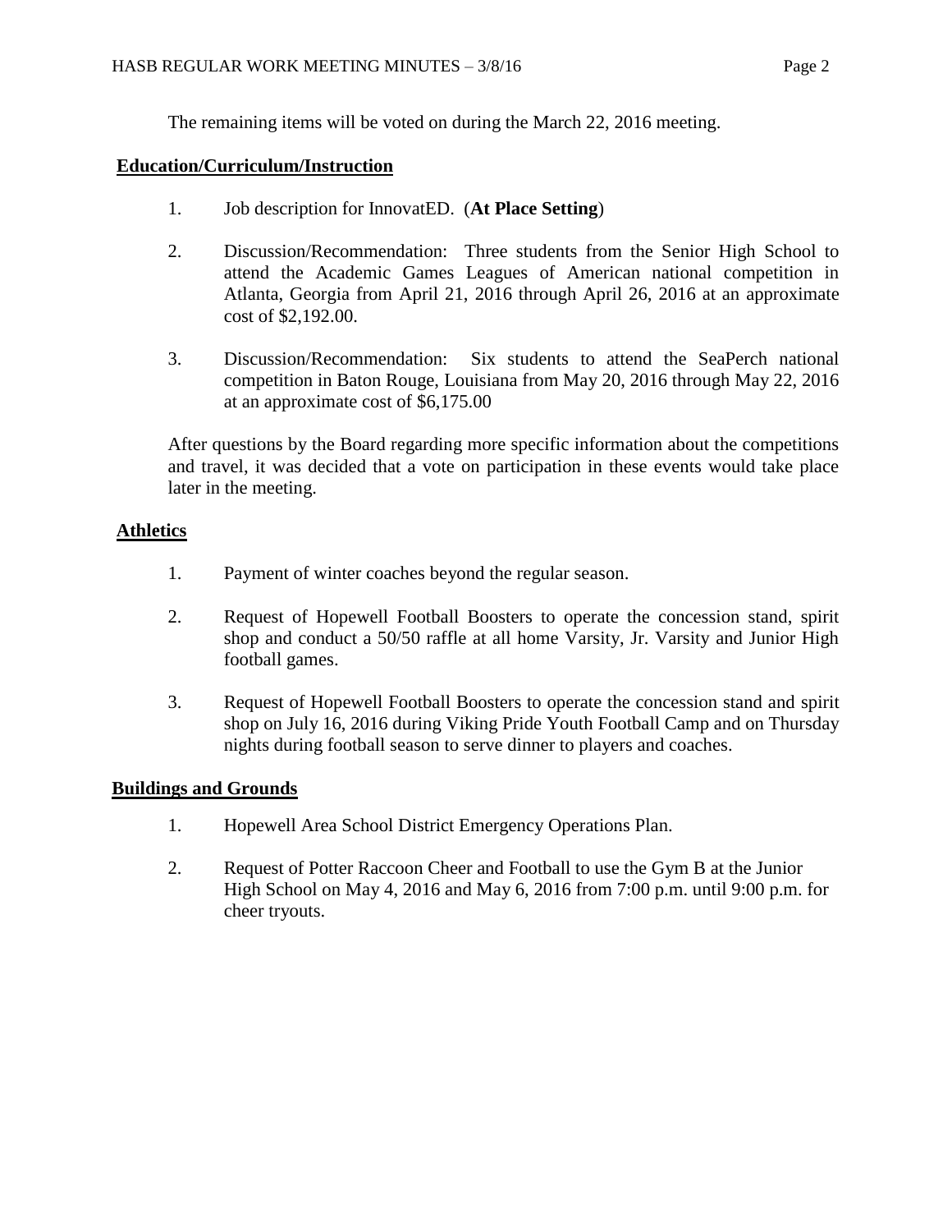The remaining items will be voted on during the March 22, 2016 meeting.

**Education/Curriculum/Instruction**

1. Job description for InnovatED. (**At Place Setting**)

2. Discussion/Recommendation: Three students from the Senior High School to attend the Academic Games Leagues of American national competition in Atlanta, Georgia from April 21, 2016 through April 26, 2016 at an approximate cost of $2,192.00.

3. Discussion/Recommendation: Six students to attend the SeaPerch national competition in Baton Rouge, Louisiana from May 20, 2016 through May 22, 2016 at an approximate cost of $6,175.00

After questions by the Board regarding more specific information about the competitions and travel, it was decided that a vote on participation in these events would take place later in the meeting.

**Athletics**

1. Payment of winter coaches beyond the regular season.

2. Request of Hopewell Football Boosters to operate the concession stand, spirit shop and conduct a 50/50 raffle at all home Varsity, Jr. Varsity and Junior High football games.

3. Request of Hopewell Football Boosters to operate the concession stand and spirit shop on July 16, 2016 during Viking Pride Youth Football Camp and on Thursday nights during football season to serve dinner to players and coaches.

**Buildings and Grounds**

1. Hopewell Area School District Emergency Operations Plan.

2. Request of Potter Raccoon Cheer and Football to use the Gym B at the Junior High School on May 4, 2016 and May 6, 2016 from 7:00 p.m. until 9:00 p.m. for cheer tryouts.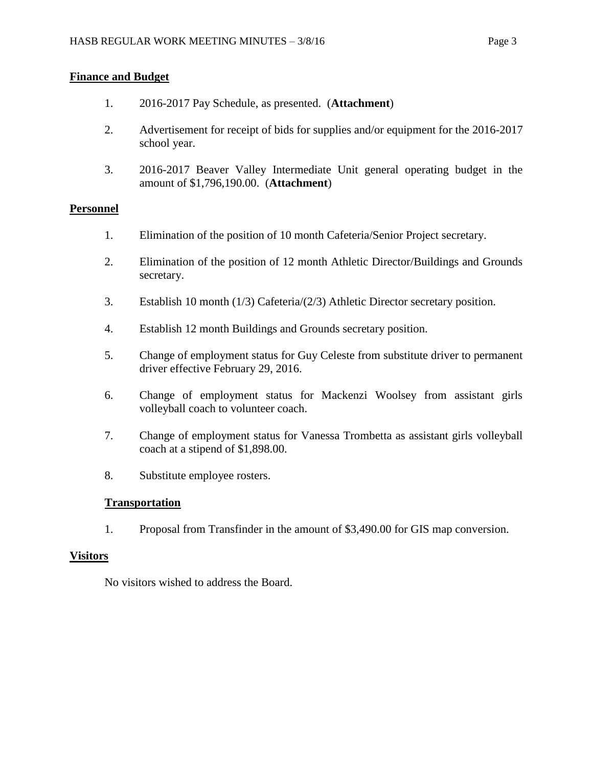**Finance and Budget**

1. 2016-2017 Pay Schedule, as presented. (**Attachment**)

2. Advertisement for receipt of bids for supplies and/or equipment for the 2016-2017 school year.

3. 2016-2017 Beaver Valley Intermediate Unit general operating budget in the amount of $1,796,190.00. (**Attachment**)

**Personnel**

1. Elimination of the position of 10 month Cafeteria/Senior Project secretary.

2. Elimination of the position of 12 month Athletic Director/Buildings and Grounds secretary.

3. Establish 10 month (1/3) Cafeteria/(2/3) Athletic Director secretary position.

4. Establish 12 month Buildings and Grounds secretary position.

5. Change of employment status for Guy Celeste from substitute driver to permanent driver effective February 29, 2016.

6. Change of employment status for Mackenzi Woolsey from assistant girls volleyball coach to volunteer coach.

7. Change of employment status for Vanessa Trombetta as assistant girls volleyball coach at a stipend of $1,898.00.

8. Substitute employee rosters.

**Transportation**

1. Proposal from Transfinder in the amount of $3,490.00 for GIS map conversion.

**Visitors**

No visitors wished to address the Board.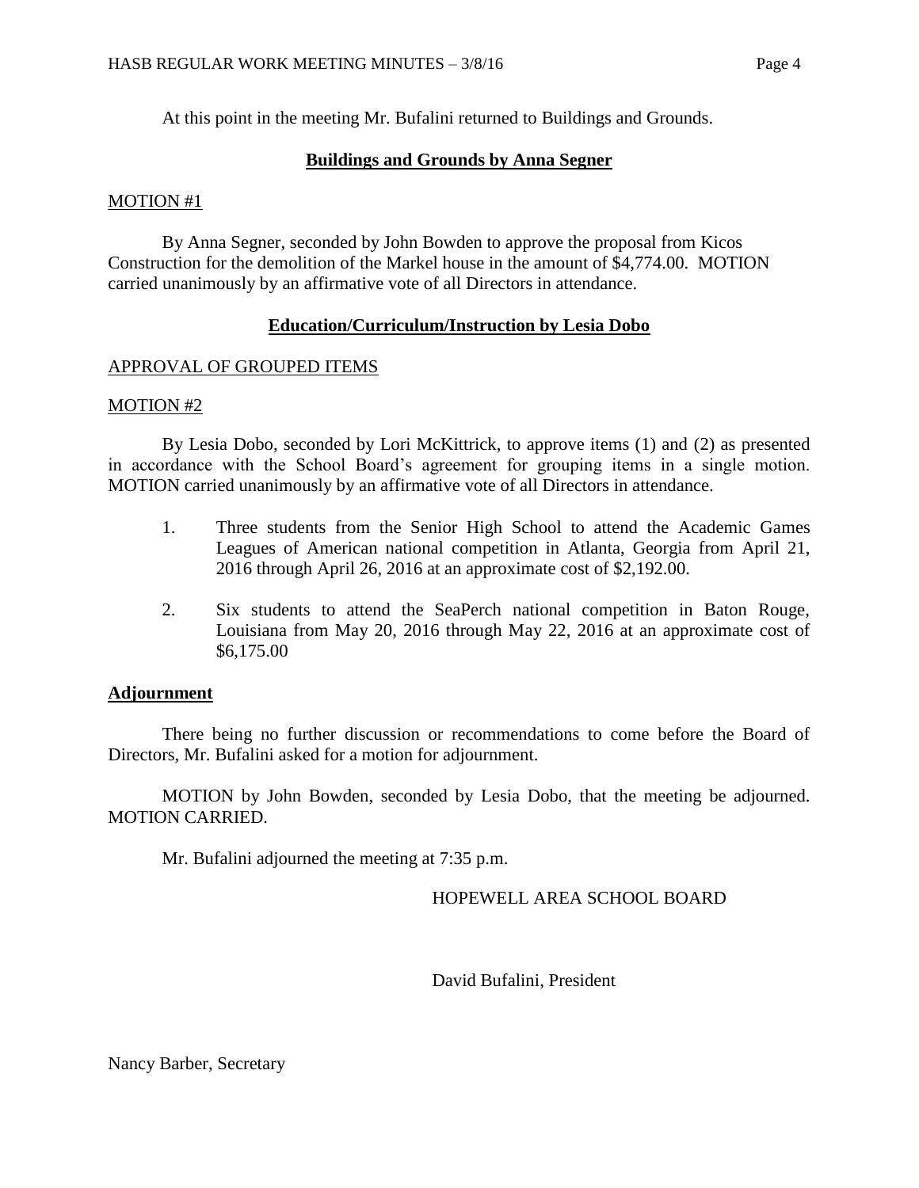At this point in the meeting Mr. Bufalini returned to Buildings and Grounds.

## Buildings and Grounds by Anna Segner

MOTION #1

By Anna Segner, seconded by John Bowden to approve the proposal from Kicos Construction for the demolition of the Markel house in the amount of $4,774.00. MOTION carried unanimously by an affirmative vote of all Directors in attendance.

## Education/Curriculum/Instruction by Lesia Dobo

APPROVAL OF GROUPED ITEMS

MOTION #2

By Lesia Dobo, seconded by Lori McKittrick, to approve items (1) and (2) as presented in accordance with the School Board's agreement for grouping items in a single motion. MOTION carried unanimously by an affirmative vote of all Directors in attendance.

1. Three students from the Senior High School to attend the Academic Games Leagues of American national competition in Atlanta, Georgia from April 21, 2016 through April 26, 2016 at an approximate cost of $2,192.00.

2. Six students to attend the SeaPerch national competition in Baton Rouge, Louisiana from May 20, 2016 through May 22, 2016 at an approximate cost of $6,175.00

## Adjournment

There being no further discussion or recommendations to come before the Board of Directors, Mr. Bufalini asked for a motion for adjournment.

MOTION by John Bowden, seconded by Lesia Dobo, that the meeting be adjourned. MOTION CARRIED.

Mr. Bufalini adjourned the meeting at 7:35 p.m.

HOPEWELL AREA SCHOOL BOARD

David Bufalini, President

Nancy Barber, Secretary